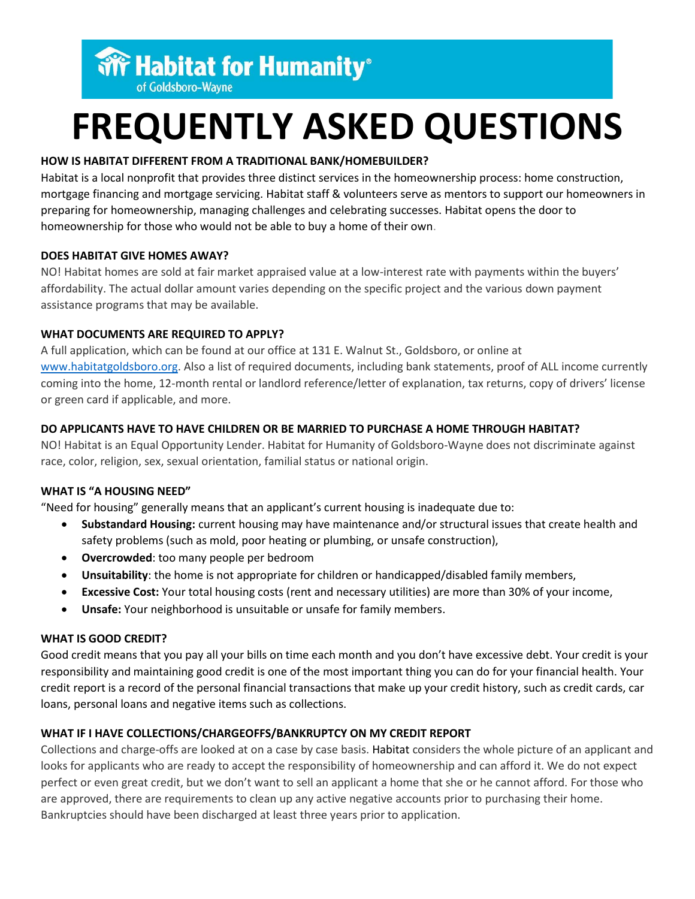**Habitat for Humanity®**
of Goldsboro-Wayne

# FREQUENTLY ASKED QUESTIONS

**HOW IS HABITAT DIFFERENT FROM A TRADITIONAL BANK/HOMEBUILDER?**

Habitat is a local nonprofit that provides three distinct services in the homeownership process: home construction, mortgage financing and mortgage servicing. Habitat staff & volunteers serve as mentors to support our homeowners in preparing for homeownership, managing challenges and celebrating successes. Habitat opens the door to homeownership for those who would not be able to buy a home of their own.

**DOES HABITAT GIVE HOMES AWAY?**

NO! Habitat homes are sold at fair market appraised value at a low-interest rate with payments within the buyers' affordability. The actual dollar amount varies depending on the specific project and the various down payment assistance programs that may be available.

**WHAT DOCUMENTS ARE REQUIRED TO APPLY?**

A full application, which can be found at our office at 131 E. Walnut St., Goldsboro, or online at www.habitatgoldsboro.org. Also a list of required documents, including bank statements, proof of ALL income currently coming into the home, 12-month rental or landlord reference/letter of explanation, tax returns, copy of drivers' license or green card if applicable, and more.

**DO APPLICANTS HAVE TO HAVE CHILDREN OR BE MARRIED TO PURCHASE A HOME THROUGH HABITAT?**

NO! Habitat is an Equal Opportunity Lender. Habitat for Humanity of Goldsboro-Wayne does not discriminate against race, color, religion, sex, sexual orientation, familial status or national origin.

**WHAT IS "A HOUSING NEED"**

"Need for housing" generally means that an applicant's current housing is inadequate due to:

- **Substandard Housing:** current housing may have maintenance and/or structural issues that create health and safety problems (such as mold, poor heating or plumbing, or unsafe construction),
- **Overcrowded**: too many people per bedroom
- **Unsuitability**: the home is not appropriate for children or handicapped/disabled family members,
- **Excessive Cost:** Your total housing costs (rent and necessary utilities) are more than 30% of your income,
- **Unsafe:** Your neighborhood is unsuitable or unsafe for family members.

**WHAT IS GOOD CREDIT?**

Good credit means that you pay all your bills on time each month and you don't have excessive debt. Your credit is your responsibility and maintaining good credit is one of the most important thing you can do for your financial health. Your credit report is a record of the personal financial transactions that make up your credit history, such as credit cards, car loans, personal loans and negative items such as collections.

**WHAT IF I HAVE COLLECTIONS/CHARGEOFFS/BANKRUPTCY ON MY CREDIT REPORT**

Collections and charge-offs are looked at on a case by case basis. Habitat considers the whole picture of an applicant and looks for applicants who are ready to accept the responsibility of homeownership and can afford it. We do not expect perfect or even great credit, but we don't want to sell an applicant a home that she or he cannot afford. For those who are approved, there are requirements to clean up any active negative accounts prior to purchasing their home. Bankruptcies should have been discharged at least three years prior to application.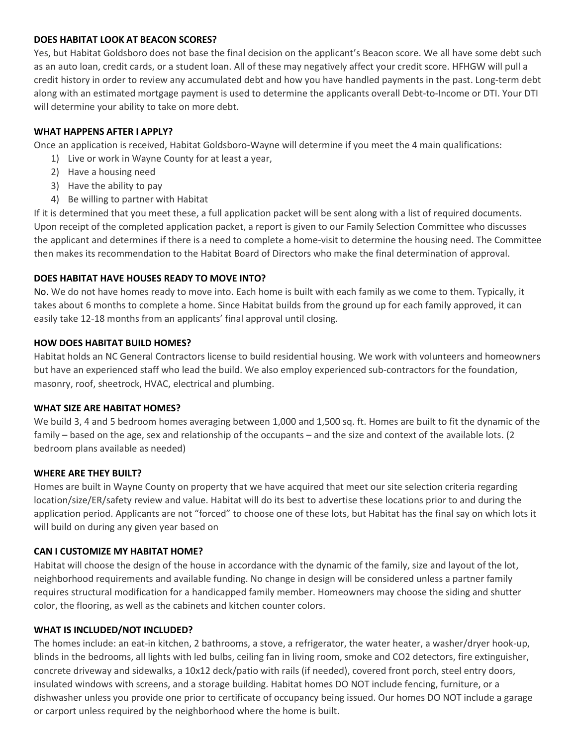**DOES HABITAT LOOK AT BEACON SCORES?**

Yes, but Habitat Goldsboro does not base the final decision on the applicant's Beacon score. We all have some debt such as an auto loan, credit cards, or a student loan. All of these may negatively affect your credit score. HFHGW will pull a credit history in order to review any accumulated debt and how you have handled payments in the past. Long-term debt along with an estimated mortgage payment is used to determine the applicants overall Debt-to-Income or DTI. Your DTI will determine your ability to take on more debt.

**WHAT HAPPENS AFTER I APPLY?**

Once an application is received, Habitat Goldsboro-Wayne will determine if you meet the 4 main qualifications:

1) Live or work in Wayne County for at least a year,
2) Have a housing need
3) Have the ability to pay
4) Be willing to partner with Habitat

If it is determined that you meet these, a full application packet will be sent along with a list of required documents. Upon receipt of the completed application packet, a report is given to our Family Selection Committee who discusses the applicant and determines if there is a need to complete a home-visit to determine the housing need. The Committee then makes its recommendation to the Habitat Board of Directors who make the final determination of approval.

**DOES HABITAT HAVE HOUSES READY TO MOVE INTO?**

No. We do not have homes ready to move into. Each home is built with each family as we come to them. Typically, it takes about 6 months to complete a home. Since Habitat builds from the ground up for each family approved, it can easily take 12-18 months from an applicants' final approval until closing.

**HOW DOES HABITAT BUILD HOMES?**

Habitat holds an NC General Contractors license to build residential housing. We work with volunteers and homeowners but have an experienced staff who lead the build. We also employ experienced sub-contractors for the foundation, masonry, roof, sheetrock, HVAC, electrical and plumbing.

**WHAT SIZE ARE HABITAT HOMES?**

We build 3, 4 and 5 bedroom homes averaging between 1,000 and 1,500 sq. ft. Homes are built to fit the dynamic of the family – based on the age, sex and relationship of the occupants – and the size and context of the available lots. (2 bedroom plans available as needed)

**WHERE ARE THEY BUILT?**

Homes are built in Wayne County on property that we have acquired that meet our site selection criteria regarding location/size/ER/safety review and value. Habitat will do its best to advertise these locations prior to and during the application period. Applicants are not "forced" to choose one of these lots, but Habitat has the final say on which lots it will build on during any given year based on

**CAN I CUSTOMIZE MY HABITAT HOME?**

Habitat will choose the design of the house in accordance with the dynamic of the family, size and layout of the lot, neighborhood requirements and available funding. No change in design will be considered unless a partner family requires structural modification for a handicapped family member. Homeowners may choose the siding and shutter color, the flooring, as well as the cabinets and kitchen counter colors.

**WHAT IS INCLUDED/NOT INCLUDED?**

The homes include: an eat-in kitchen, 2 bathrooms, a stove, a refrigerator, the water heater, a washer/dryer hook-up, blinds in the bedrooms, all lights with led bulbs, ceiling fan in living room, smoke and CO2 detectors, fire extinguisher, concrete driveway and sidewalks, a 10x12 deck/patio with rails (if needed), covered front porch, steel entry doors, insulated windows with screens, and a storage building. Habitat homes DO NOT include fencing, furniture, or a dishwasher unless you provide one prior to certificate of occupancy being issued. Our homes DO NOT include a garage or carport unless required by the neighborhood where the home is built.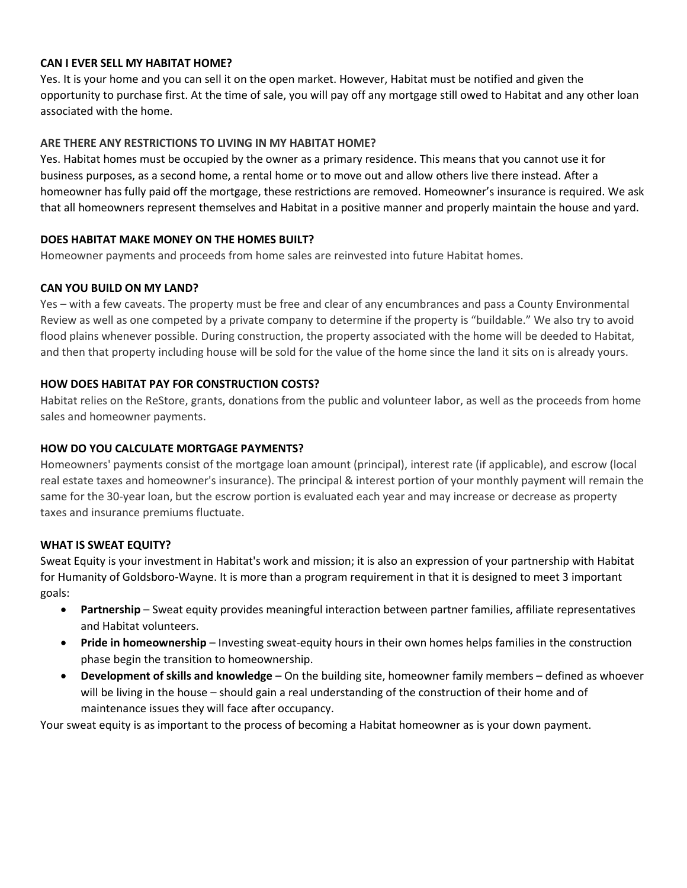**CAN I EVER SELL MY HABITAT HOME?**

Yes. It is your home and you can sell it on the open market. However, Habitat must be notified and given the opportunity to purchase first. At the time of sale, you will pay off any mortgage still owed to Habitat and any other loan associated with the home.

**ARE THERE ANY RESTRICTIONS TO LIVING IN MY HABITAT HOME?**

Yes. Habitat homes must be occupied by the owner as a primary residence. This means that you cannot use it for business purposes, as a second home, a rental home or to move out and allow others live there instead. After a homeowner has fully paid off the mortgage, these restrictions are removed. Homeowner's insurance is required. We ask that all homeowners represent themselves and Habitat in a positive manner and properly maintain the house and yard.

**DOES HABITAT MAKE MONEY ON THE HOMES BUILT?**

Homeowner payments and proceeds from home sales are reinvested into future Habitat homes.

**CAN YOU BUILD ON MY LAND?**

Yes – with a few caveats. The property must be free and clear of any encumbrances and pass a County Environmental Review as well as one competed by a private company to determine if the property is "buildable." We also try to avoid flood plains whenever possible. During construction, the property associated with the home will be deeded to Habitat, and then that property including house will be sold for the value of the home since the land it sits on is already yours.

**HOW DOES HABITAT PAY FOR CONSTRUCTION COSTS?**

Habitat relies on the ReStore, grants, donations from the public and volunteer labor, as well as the proceeds from home sales and homeowner payments.

**HOW DO YOU CALCULATE MORTGAGE PAYMENTS?**

Homeowners' payments consist of the mortgage loan amount (principal), interest rate (if applicable), and escrow (local real estate taxes and homeowner's insurance). The principal & interest portion of your monthly payment will remain the same for the 30-year loan, but the escrow portion is evaluated each year and may increase or decrease as property taxes and insurance premiums fluctuate.

**WHAT IS SWEAT EQUITY?**

Sweat Equity is your investment in Habitat's work and mission; it is also an expression of your partnership with Habitat for Humanity of Goldsboro-Wayne. It is more than a program requirement in that it is designed to meet 3 important goals:

- **Partnership** – Sweat equity provides meaningful interaction between partner families, affiliate representatives and Habitat volunteers.
- **Pride in homeownership** – Investing sweat-equity hours in their own homes helps families in the construction phase begin the transition to homeownership.
- **Development of skills and knowledge** – On the building site, homeowner family members – defined as whoever will be living in the house – should gain a real understanding of the construction of their home and of maintenance issues they will face after occupancy.

Your sweat equity is as important to the process of becoming a Habitat homeowner as is your down payment.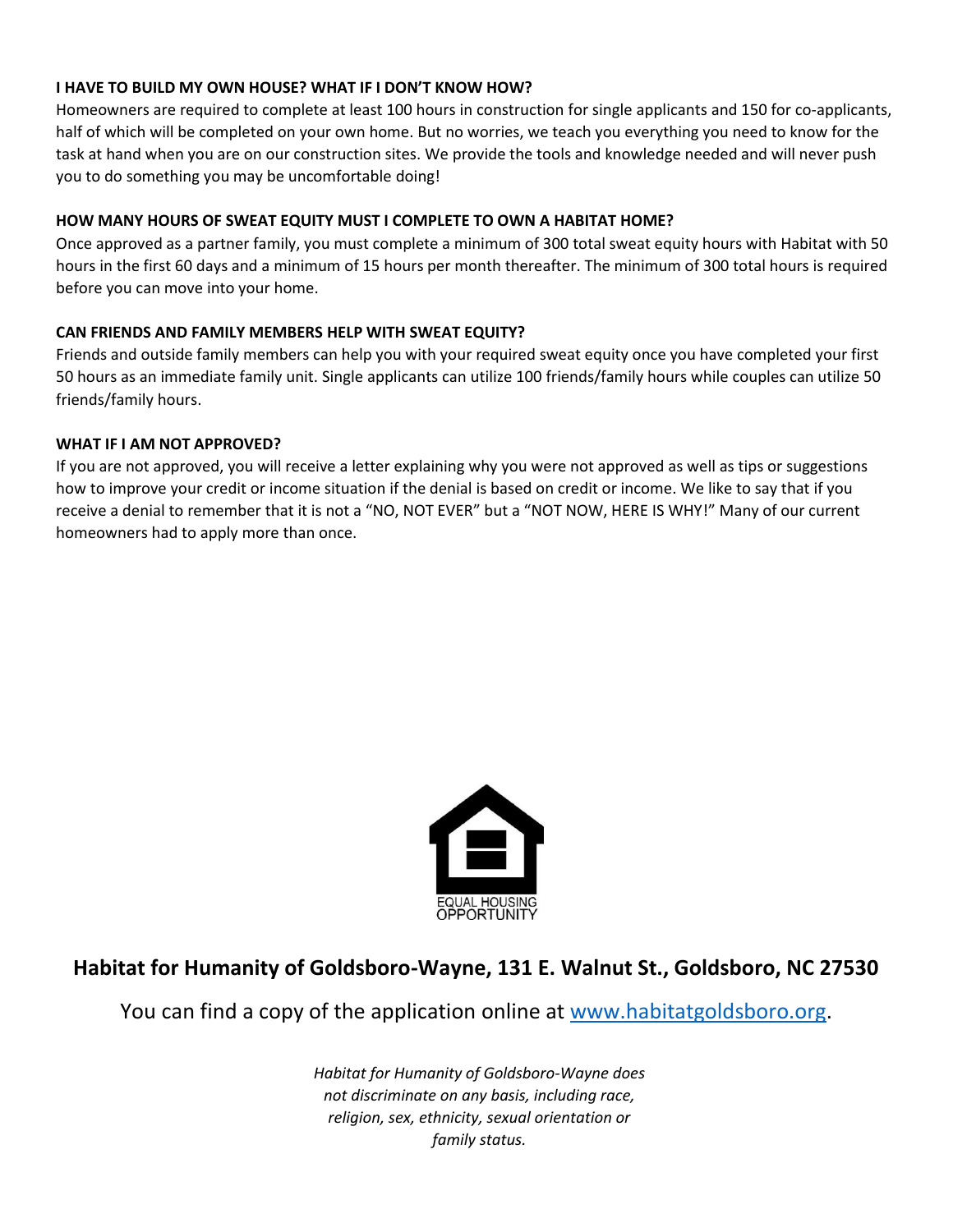**I HAVE TO BUILD MY OWN HOUSE? WHAT IF I DON'T KNOW HOW?**

Homeowners are required to complete at least 100 hours in construction for single applicants and 150 for co-applicants, half of which will be completed on your own home. But no worries, we teach you everything you need to know for the task at hand when you are on our construction sites. We provide the tools and knowledge needed and will never push you to do something you may be uncomfortable doing!

**HOW MANY HOURS OF SWEAT EQUITY MUST I COMPLETE TO OWN A HABITAT HOME?**

Once approved as a partner family, you must complete a minimum of 300 total sweat equity hours with Habitat with 50 hours in the first 60 days and a minimum of 15 hours per month thereafter. The minimum of 300 total hours is required before you can move into your home.

**CAN FRIENDS AND FAMILY MEMBERS HELP WITH SWEAT EQUITY?**

Friends and outside family members can help you with your required sweat equity once you have completed your first 50 hours as an immediate family unit. Single applicants can utilize 100 friends/family hours while couples can utilize 50 friends/family hours.

**WHAT IF I AM NOT APPROVED?**

If you are not approved, you will receive a letter explaining why you were not approved as well as tips or suggestions how to improve your credit or income situation if the denial is based on credit or income. We like to say that if you receive a denial to remember that it is not a "NO, NOT EVER" but a "NOT NOW, HERE IS WHY!" Many of our current homeowners had to apply more than once.

EQUAL HOUSING OPPORTUNITY

## Habitat for Humanity of Goldsboro-Wayne, 131 E. Walnut St., Goldsboro, NC 27530

You can find a copy of the application online at www.habitatgoldsboro.org.

*Habitat for Humanity of Goldsboro-Wayne does not discriminate on any basis, including race, religion, sex, ethnicity, sexual orientation or family status.*